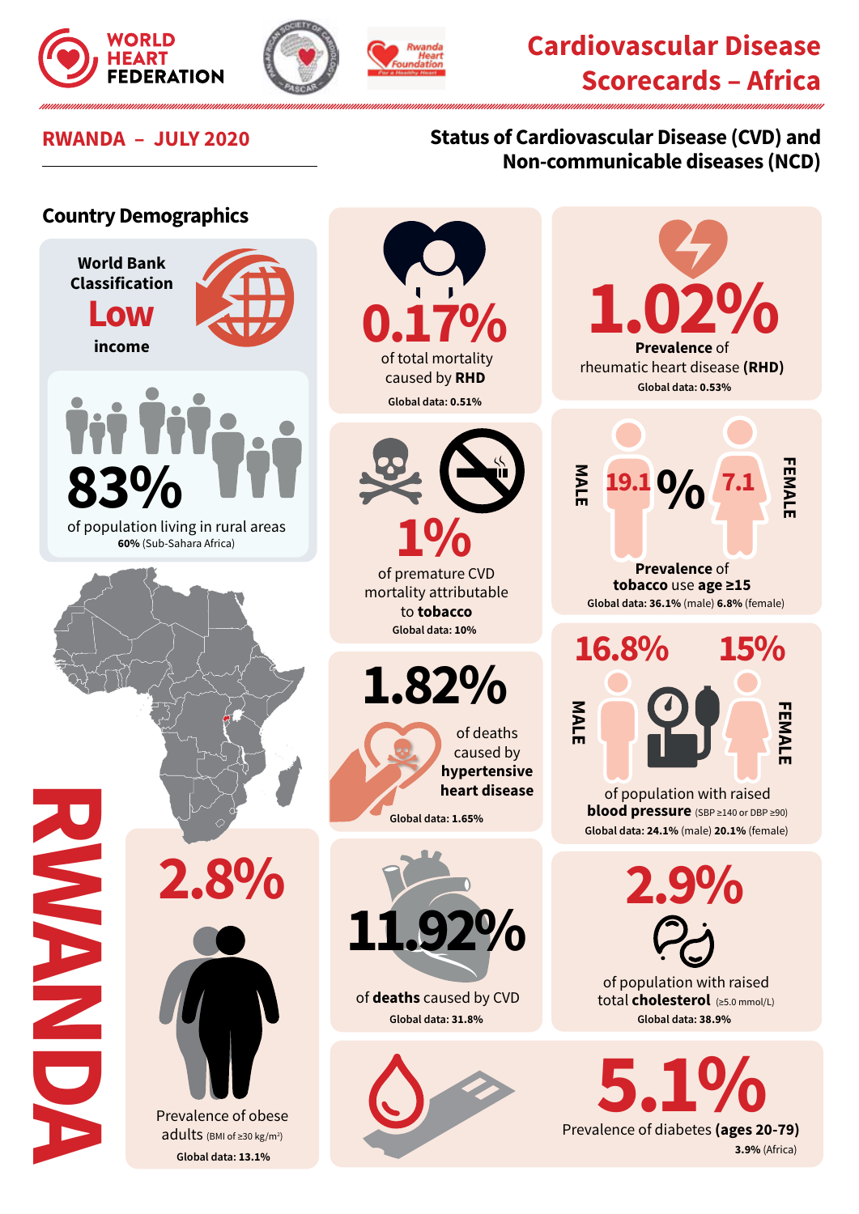WORLD HEART FEDERATION

Rwanda Heart Foundation

# Cardiovascular Disease Scorecards – Africa

## RWANDA – JULY 2020

## Status of Cardiovascular Disease (CVD) and Non-communicable diseases (NCD)

### Country Demographics

World Bank Classification **Low** income

**83%** of population living in rural areas
**60%** (Sub-Sahara Africa)

**0.17%** of total mortality caused by **RHD**
Global data: 0.51%

**1.02%** **Prevalence** of rheumatic heart disease **(RHD)**
Global data: 0.53%

**1%** of premature CVD mortality attributable to **tobacco**
Global data: 10%

MALE **19.1** % **7.1** FEMALE
**Prevalence** of **tobacco** use **age ≥15**
Global data: 36.1% (male) 6.8% (female)

**1.82%** of deaths caused by **hypertensive heart disease**
Global data: 1.65%

MALE **16.8%** **15%** FEMALE
of population with raised **blood pressure** (SBP ≥140 or DBP ≥90)
Global data: 24.1% (male) 20.1% (female)

**2.8%** Prevalence of obese adults (BMI of ≥30 kg/m²)
Global data: 13.1%

**11.92%** of **deaths** caused by CVD
Global data: 31.8%

**2.9%** of population with raised total **cholesterol** (≥5.0 mmol/L)
Global data: 38.9%

**5.1%** Prevalence of diabetes **(ages 20-79)**
**3.9%** (Africa)

RWANDA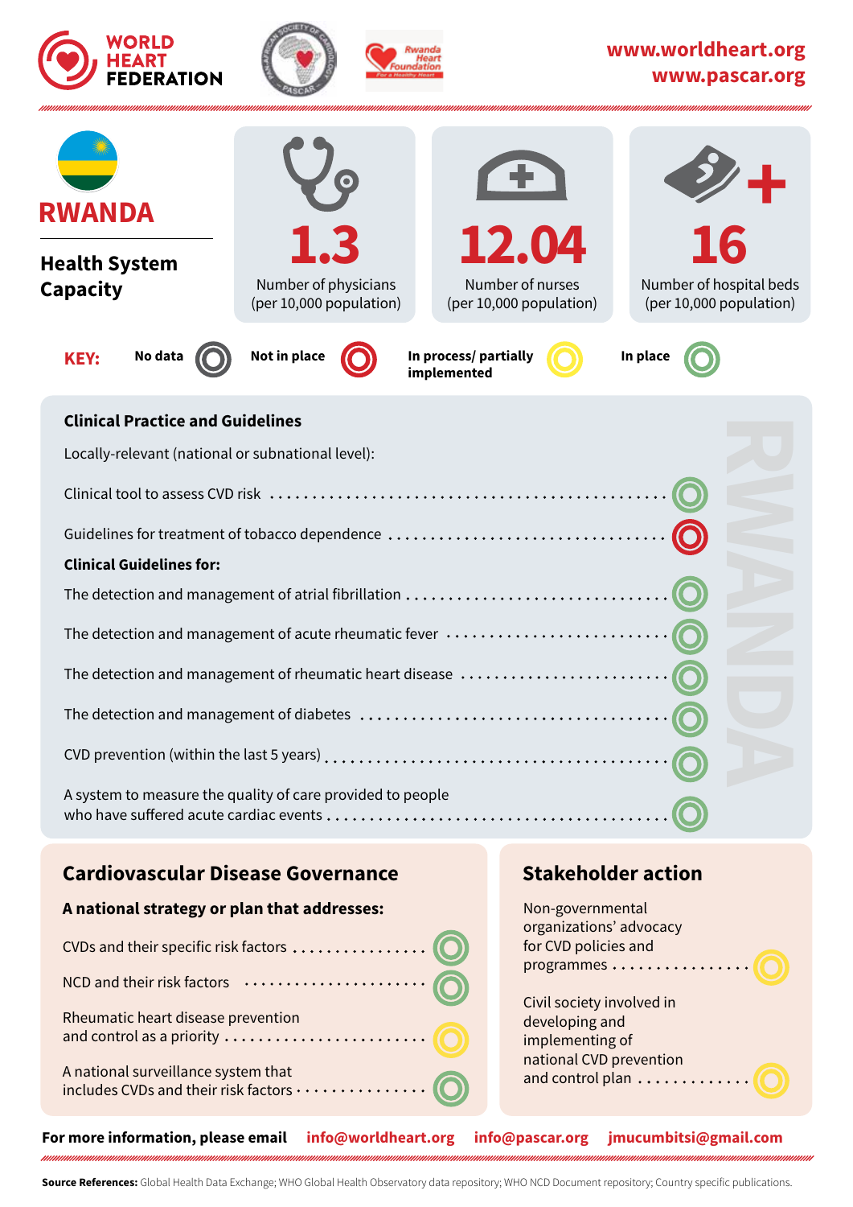WORLD HEART FEDERATION

www.worldheart.org
www.pascar.org

# RWANDA

## Health System Capacity

**1.3**
Number of physicians (per 10,000 population)

**12.04**
Number of nurses (per 10,000 population)

**16**
Number of hospital beds (per 10,000 population)

**KEY:** No data | Not in place | In process/ partially implemented | In place

## Clinical Practice and Guidelines

Locally-relevant (national or subnational level):

| | |
|---|---|
| Clinical tool to assess CVD risk | In place |
| Guidelines for treatment of tobacco dependence | Not in place |

**Clinical Guidelines for:**

| | |
|---|---|
| The detection and management of atrial fibrillation | In place |
| The detection and management of acute rheumatic fever | In place |
| The detection and management of rheumatic heart disease | In place |
| The detection and management of diabetes | In place |
| CVD prevention (within the last 5 years) | In place |
| A system to measure the quality of care provided to people who have suffered acute cardiac events | In place |

## Cardiovascular Disease Governance

**A national strategy or plan that addresses:**

| | |
|---|---|
| CVDs and their specific risk factors | In place |
| NCD and their risk factors | In place |
| Rheumatic heart disease prevention and control as a priority | In process/ partially implemented |
| A national surveillance system that includes CVDs and their risk factors | In place |

## Stakeholder action

| | |
|---|---|
| Non-governmental organizations' advocacy for CVD policies and programmes | In process/ partially implemented |
| Civil society involved in developing and implementing of national CVD prevention and control plan | In process/ partially implemented |

**For more information, please email** info@worldheart.org info@pascar.org jmucumbitsi@gmail.com

**Source References:** Global Health Data Exchange; WHO Global Health Observatory data repository; WHO NCD Document repository; Country specific publications.